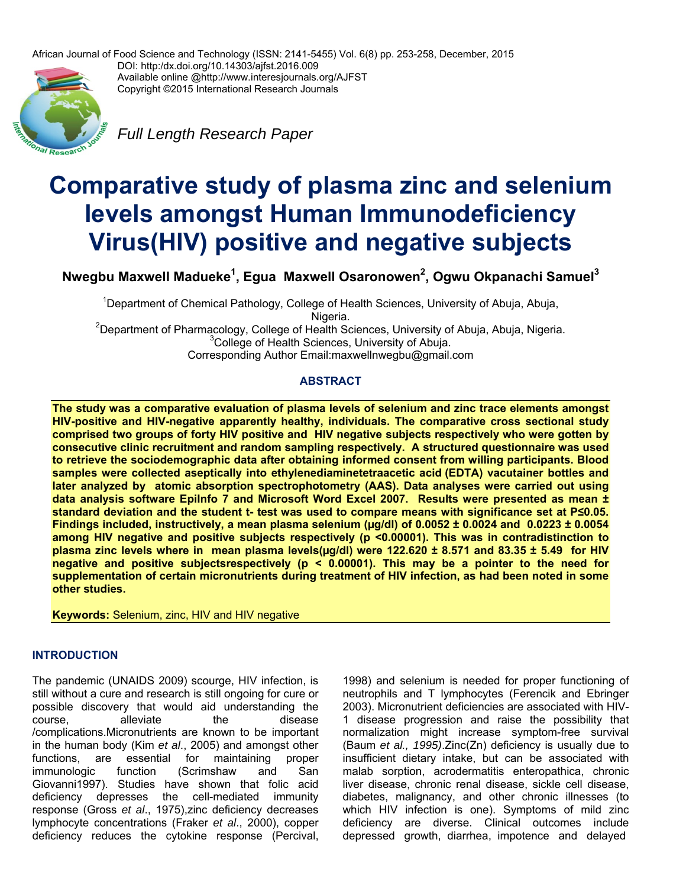African Journal of Food Science and Technology (ISSN: 2141-5455) Vol. 6(8) pp. 253-258, December, 2015
DOI: http:/dx.doi.org/10.14303/ajfst.2016.009
Available online @http://www.interesjournals.org/AJFST
Copyright ©2015 International Research Journals

*Full Length Research Paper*

# Comparative study of plasma zinc and selenium levels amongst Human Immunodeficiency Virus(HIV) positive and negative subjects

**Nwegbu Maxwell Madueke[1], Egua Maxwell Osaronowen[2], Ogwu Okpanachi Samuel[3]**

[1]Department of Chemical Pathology, College of Health Sciences, University of Abuja, Abuja, Nigeria.
[2]Department of Pharmacology, College of Health Sciences, University of Abuja, Abuja, Nigeria.
[3]College of Health Sciences, University of Abuja.
Corresponding Author Email:maxwellnwegbu@gmail.com

## ABSTRACT

**The study was a comparative evaluation of plasma levels of selenium and zinc trace elements amongst HIV-positive and HIV-negative apparently healthy, individuals. The comparative cross sectional study comprised two groups of forty HIV positive and HIV negative subjects respectively who were gotten by consecutive clinic recruitment and random sampling respectively. A structured questionnaire was used to retrieve the sociodemographic data after obtaining informed consent from willing participants. Blood samples were collected aseptically into ethylenediaminetetraacetic acid (EDTA) vacutainer bottles and later analyzed by atomic absorption spectrophotometry (AAS). Data analyses were carried out using data analysis software EpiInfo 7 and Microsoft Word Excel 2007. Results were presented as mean ± standard deviation and the student t- test was used to compare means with significance set at P≤0.05. Findings included, instructively, a mean plasma selenium (µg/dl) of 0.0052 ± 0.0024 and 0.0223 ± 0.0054 among HIV negative and positive subjects respectively (p <0.00001). This was in contradistinction to plasma zinc levels where in mean plasma levels(µg/dl) were 122.620 ± 8.571 and 83.35 ± 5.49 for HIV negative and positive subjectsrespectively (p < 0.00001). This may be a pointer to the need for supplementation of certain micronutrients during treatment of HIV infection, as had been noted in some other studies.**

**Keywords:** Selenium, zinc, HIV and HIV negative

## INTRODUCTION

The pandemic (UNAIDS 2009) scourge, HIV infection, is still without a cure and research is still ongoing for cure or possible discovery that would aid understanding the course, alleviate the disease /complications.Micronutrients are known to be important in the human body (Kim *et al*., 2005) and amongst other functions, are essential for maintaining proper immunologic function (Scrimshaw and San Giovanni1997). Studies have shown that folic acid deficiency depresses the cell-mediated immunity response (Gross *et al*., 1975),zinc deficiency decreases lymphocyte concentrations (Fraker *et al*., 2000), copper deficiency reduces the cytokine response (Percival, 1998) and selenium is needed for proper functioning of neutrophils and T lymphocytes (Ferencik and Ebringer 2003). Micronutrient deficiencies are associated with HIV-1 disease progression and raise the possibility that normalization might increase symptom-free survival (Baum *et al., 1995)*.Zinc(Zn) deficiency is usually due to insufficient dietary intake, but can be associated with malab sorption, acrodermatitis enteropathica, chronic liver disease, chronic renal disease, sickle cell disease, diabetes, malignancy, and other chronic illnesses (to which HIV infection is one). Symptoms of mild zinc deficiency are diverse. Clinical outcomes include depressed growth, diarrhea, impotence and delayed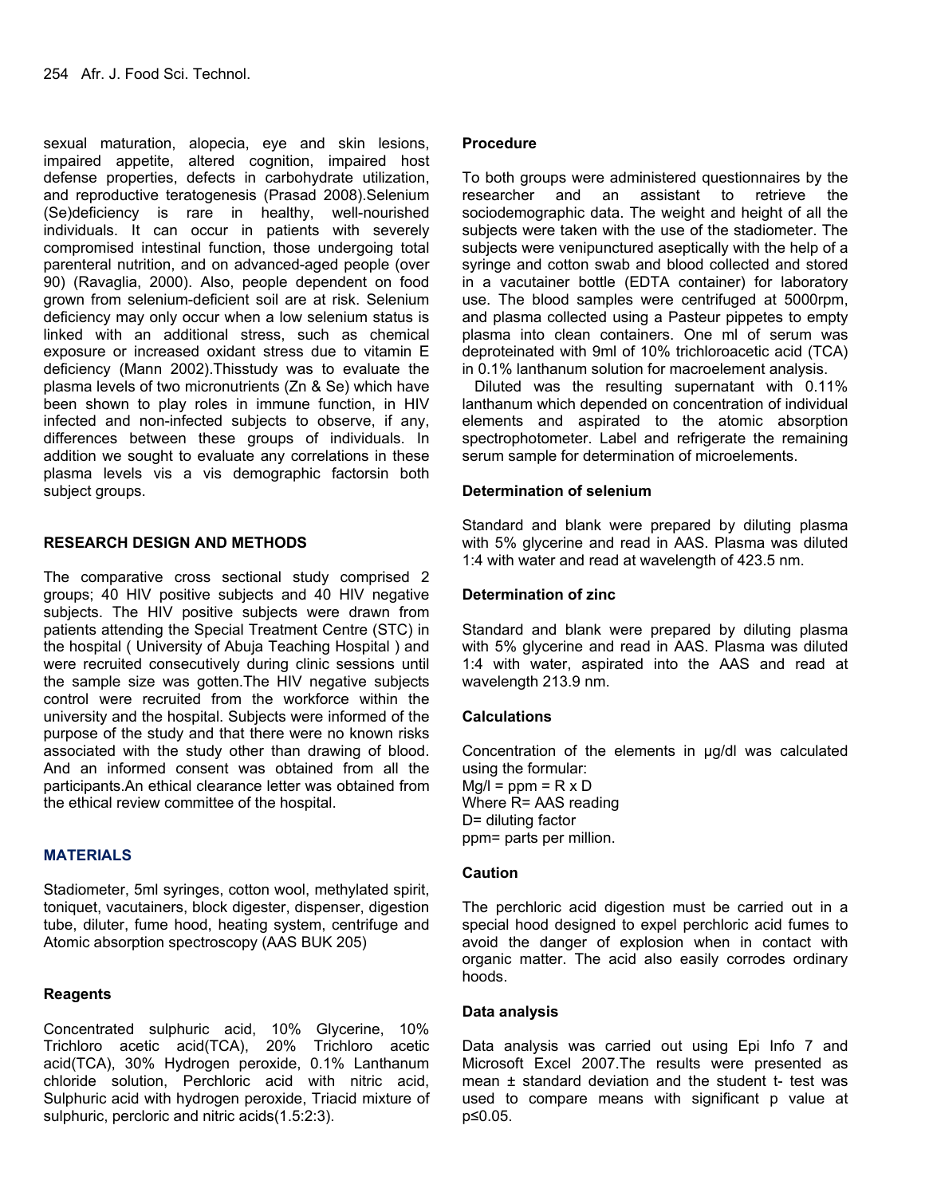sexual maturation, alopecia, eye and skin lesions, impaired appetite, altered cognition, impaired host defense properties, defects in carbohydrate utilization, and reproductive teratogenesis (Prasad 2008).Selenium (Se)deficiency is rare in healthy, well-nourished individuals. It can occur in patients with severely compromised intestinal function, those undergoing total parenteral nutrition, and on advanced-aged people (over 90) (Ravaglia, 2000). Also, people dependent on food grown from selenium-deficient soil are at risk. Selenium deficiency may only occur when a low selenium status is linked with an additional stress, such as chemical exposure or increased oxidant stress due to vitamin E deficiency (Mann 2002).Thisstudy was to evaluate the plasma levels of two micronutrients (Zn & Se) which have been shown to play roles in immune function, in HIV infected and non-infected subjects to observe, if any, differences between these groups of individuals. In addition we sought to evaluate any correlations in these plasma levels vis a vis demographic factorsin both subject groups.

## RESEARCH DESIGN AND METHODS

The comparative cross sectional study comprised 2 groups; 40 HIV positive subjects and 40 HIV negative subjects. The HIV positive subjects were drawn from patients attending the Special Treatment Centre (STC) in the hospital ( University of Abuja Teaching Hospital ) and were recruited consecutively during clinic sessions until the sample size was gotten.The HIV negative subjects control were recruited from the workforce within the university and the hospital. Subjects were informed of the purpose of the study and that there were no known risks associated with the study other than drawing of blood. And an informed consent was obtained from all the participants.An ethical clearance letter was obtained from the ethical review committee of the hospital.

## MATERIALS

Stadiometer, 5ml syringes, cotton wool, methylated spirit, toniquet, vacutainers, block digester, dispenser, digestion tube, diluter, fume hood, heating system, centrifuge and Atomic absorption spectroscopy (AAS BUK 205)

### Reagents

Concentrated sulphuric acid, 10% Glycerine, 10% Trichloro acetic acid(TCA), 20% Trichloro acetic acid(TCA), 30% Hydrogen peroxide, 0.1% Lanthanum chloride solution, Perchloric acid with nitric acid, Sulphuric acid with hydrogen peroxide, Triacid mixture of sulphuric, percloric and nitric acids(1.5:2:3).

### Procedure

To both groups were administered questionnaires by the researcher and an assistant to retrieve the sociodemographic data. The weight and height of all the subjects were taken with the use of the stadiometer. The subjects were venipunctured aseptically with the help of a syringe and cotton swab and blood collected and stored in a vacutainer bottle (EDTA container) for laboratory use. The blood samples were centrifuged at 5000rpm, and plasma collected using a Pasteur pippetes to empty plasma into clean containers. One ml of serum was deproteinated with 9ml of 10% trichloroacetic acid (TCA) in 0.1% lanthanum solution for macroelement analysis.

Diluted was the resulting supernatant with 0.11% lanthanum which depended on concentration of individual elements and aspirated to the atomic absorption spectrophotometer. Label and refrigerate the remaining serum sample for determination of microelements.

### Determination of selenium

Standard and blank were prepared by diluting plasma with 5% glycerine and read in AAS. Plasma was diluted 1:4 with water and read at wavelength of 423.5 nm.

### Determination of zinc

Standard and blank were prepared by diluting plasma with 5% glycerine and read in AAS. Plasma was diluted 1:4 with water, aspirated into the AAS and read at wavelength 213.9 nm.

### Calculations

Concentration of the elements in μg/dl was calculated using the formular:

Mg/l = ppm = R x D

Where R= AAS reading

D= diluting factor

ppm= parts per million.

### Caution

The perchloric acid digestion must be carried out in a special hood designed to expel perchloric acid fumes to avoid the danger of explosion when in contact with organic matter. The acid also easily corrodes ordinary hoods.

### Data analysis

Data analysis was carried out using Epi Info 7 and Microsoft Excel 2007.The results were presented as mean ± standard deviation and the student t- test was used to compare means with significant p value at $p \leq 0.05$.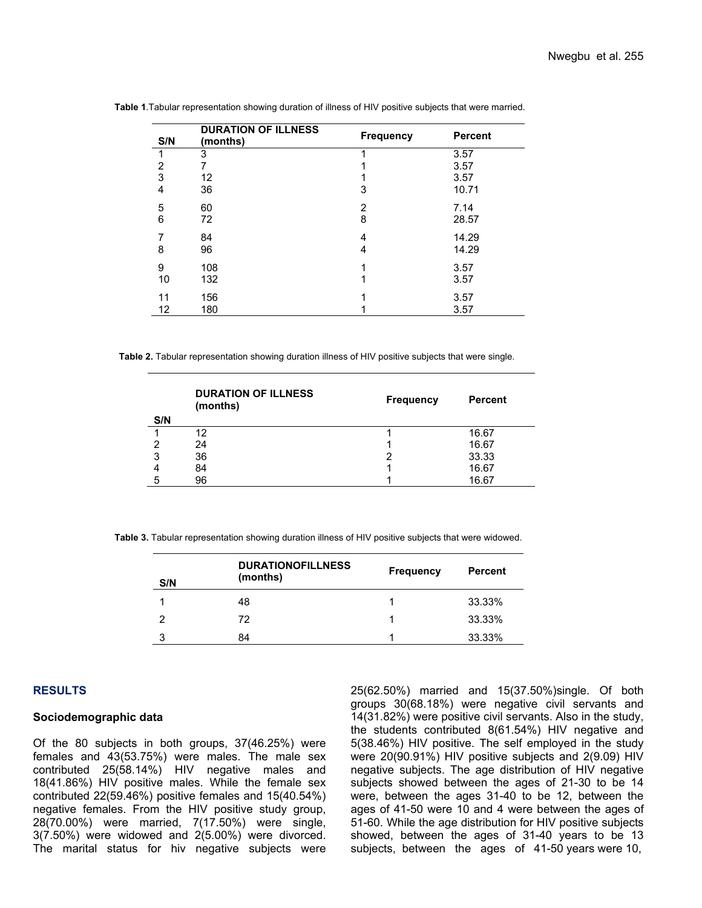**Table 1**.Tabular representation showing duration of illness of HIV positive subjects that were married.

| S/N | DURATION OF ILLNESS (months) | Frequency | Percent |
|---|---|---|---|
| 1 | 3 | 1 | 3.57 |
| 2 | 7 | 1 | 3.57 |
| 3 | 12 | 1 | 3.57 |
| 4 | 36 | 3 | 10.71 |
| 5 | 60 | 2 | 7.14 |
| 6 | 72 | 8 | 28.57 |
| 7 | 84 | 4 | 14.29 |
| 8 | 96 | 4 | 14.29 |
| 9 | 108 | 1 | 3.57 |
| 10 | 132 | 1 | 3.57 |
| 11 | 156 | 1 | 3.57 |
| 12 | 180 | 1 | 3.57 |

**Table 2.** Tabular representation showing duration illness of HIV positive subjects that were single.

| S/N | DURATION OF ILLNESS (months) | Frequency | Percent |
|---|---|---|---|
| 1 | 12 | 1 | 16.67 |
| 2 | 24 | 1 | 16.67 |
| 3 | 36 | 2 | 33.33 |
| 4 | 84 | 1 | 16.67 |
| 5 | 96 | 1 | 16.67 |

**Table 3.** Tabular representation showing duration illness of HIV positive subjects that were widowed.

| S/N | DURATIONOFILLNESS (months) | Frequency | Percent |
|---|---|---|---|
| 1 | 48 | 1 | 33.33% |
| 2 | 72 | 1 | 33.33% |
| 3 | 84 | 1 | 33.33% |

## RESULTS

### Sociodemographic data

Of the 80 subjects in both groups, 37(46.25%) were females and 43(53.75%) were males. The male sex contributed 25(58.14%) HIV negative males and 18(41.86%) HIV positive males. While the female sex contributed 22(59.46%) positive females and 15(40.54%) negative females. From the HIV positive study group, 28(70.00%) were married, 7(17.50%) were single, 3(7.50%) were widowed and 2(5.00%) were divorced. The marital status for hiv negative subjects were 25(62.50%) married and 15(37.50%)single. Of both groups 30(68.18%) were negative civil servants and 14(31.82%) were positive civil servants. Also in the study, the students contributed 8(61.54%) HIV negative and 5(38.46%) HIV positive. The self employed in the study were 20(90.91%) HIV positive subjects and 2(9.09) HIV negative subjects. The age distribution of HIV negative subjects showed between the ages of 21-30 to be 14 were, between the ages 31-40 to be 12, between the ages of 41-50 were 10 and 4 were between the ages of 51-60. While the age distribution for HIV positive subjects showed, between the ages of 31-40 years to be 13 subjects, between the ages of 41-50 years were 10,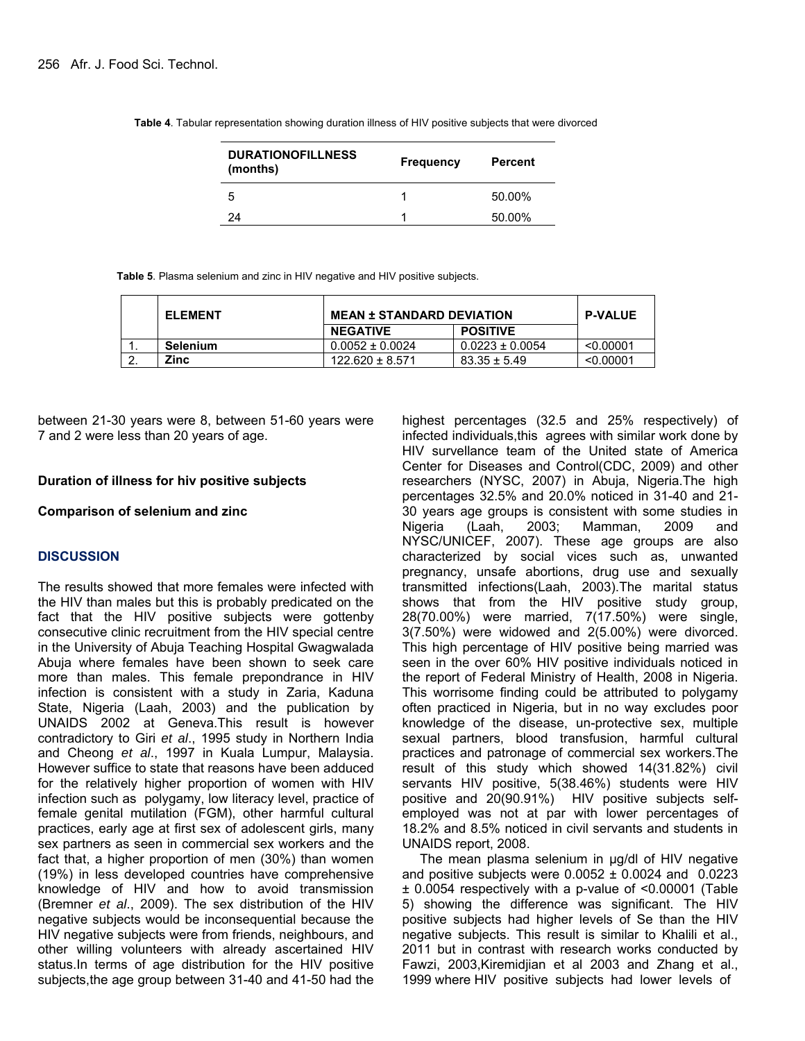**Table 4**. Tabular representation showing duration illness of HIV positive subjects that were divorced

| DURATIONOFILLNESS (months) | Frequency | Percent |
|---|---|---|
| 5 | 1 | 50.00% |
| 24 | 1 | 50.00% |

**Table 5**. Plasma selenium and zinc in HIV negative and HIV positive subjects.

| | ELEMENT | MEAN ± STANDARD DEVIATION | | P-VALUE |
|---|---|---|---|---|
| | | NEGATIVE | POSITIVE | |
| 1. | **Selenium** | 0.0052 ± 0.0024 | 0.0223 ± 0.0054 | <0.00001 |
| 2. | **Zinc** | 122.620 ± 8.571 | 83.35 ± 5.49 | <0.00001 |

between 21-30 years were 8, between 51-60 years were 7 and 2 were less than 20 years of age.

**Duration of illness for hiv positive subjects**

**Comparison of selenium and zinc**

## DISCUSSION

The results showed that more females were infected with the HIV than males but this is probably predicated on the fact that the HIV positive subjects were gottenby consecutive clinic recruitment from the HIV special centre in the University of Abuja Teaching Hospital Gwagwalada Abuja where females have been shown to seek care more than males. This female prepondrance in HIV infection is consistent with a study in Zaria, Kaduna State, Nigeria (Laah, 2003) and the publication by UNAIDS 2002 at Geneva.This result is however contradictory to Giri *et al*., 1995 study in Northern India and Cheong *et al*., 1997 in Kuala Lumpur, Malaysia. However suffice to state that reasons have been adduced for the relatively higher proportion of women with HIV infection such as polygamy, low literacy level, practice of female genital mutilation (FGM), other harmful cultural practices, early age at first sex of adolescent girls, many sex partners as seen in commercial sex workers and the fact that, a higher proportion of men (30%) than women (19%) in less developed countries have comprehensive knowledge of HIV and how to avoid transmission (Bremner *et al*., 2009). The sex distribution of the HIV negative subjects would be inconsequential because the HIV negative subjects were from friends, neighbours, and other willing volunteers with already ascertained HIV status.In terms of age distribution for the HIV positive subjects,the age group between 31-40 and 41-50 had the highest percentages (32.5 and 25% respectively) of infected individuals,this agrees with similar work done by HIV survellance team of the United state of America Center for Diseases and Control(CDC, 2009) and other researchers (NYSC, 2007) in Abuja, Nigeria.The high percentages 32.5% and 20.0% noticed in 31-40 and 21-30 years age groups is consistent with some studies in Nigeria (Laah, 2003; Mamman, 2009 and NYSC/UNICEF, 2007). These age groups are also characterized by social vices such as, unwanted pregnancy, unsafe abortions, drug use and sexually transmitted infections(Laah, 2003).The marital status shows that from the HIV positive study group, 28(70.00%) were married, 7(17.50%) were single, 3(7.50%) were widowed and 2(5.00%) were divorced. This high percentage of HIV positive being married was seen in the over 60% HIV positive individuals noticed in the report of Federal Ministry of Health, 2008 in Nigeria. This worrisome finding could be attributed to polygamy often practiced in Nigeria, but in no way excludes poor knowledge of the disease, un-protective sex, multiple sexual partners, blood transfusion, harmful cultural practices and patronage of commercial sex workers.The result of this study which showed 14(31.82%) civil servants HIV positive, 5(38.46%) students were HIV positive and 20(90.91%) HIV positive subjects self-employed was not at par with lower percentages of 18.2% and 8.5% noticed in civil servants and students in UNAIDS report, 2008.

The mean plasma selenium in µg/dl of HIV negative and positive subjects were 0.0052 ± 0.0024 and 0.0223 ± 0.0054 respectively with a p-value of <0.00001 (Table 5) showing the difference was significant. The HIV positive subjects had higher levels of Se than the HIV negative subjects. This result is similar to Khalili et al., 2011 but in contrast with research works conducted by Fawzi, 2003,Kiremidjian et al 2003 and Zhang et al., 1999 where HIV positive subjects had lower levels of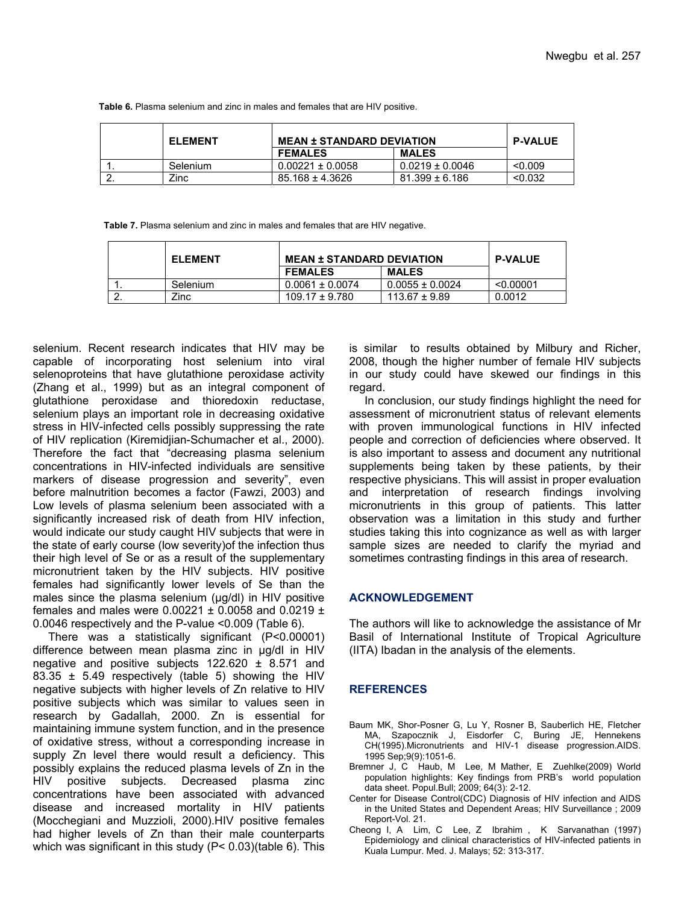**Table 6.** Plasma selenium and zinc in males and females that are HIV positive.

| | ELEMENT | MEAN ± STANDARD DEVIATION | | P-VALUE |
|---|---|---|---|---|
| | | FEMALES | MALES | |
| 1. | Selenium | 0.00221 ± 0.0058 | 0.0219 ± 0.0046 | <0.009 |
| 2. | Zinc | 85.168 ± 4.3626 | 81.399 ± 6.186 | <0.032 |

**Table 7.** Plasma selenium and zinc in males and females that are HIV negative.

| | ELEMENT | MEAN ± STANDARD DEVIATION | | P-VALUE |
|---|---|---|---|---|
| | | FEMALES | MALES | |
| 1. | Selenium | 0.0061 ± 0.0074 | 0.0055 ± 0.0024 | <0.00001 |
| 2. | Zinc | 109.17 ± 9.780 | 113.67 ± 9.89 | 0.0012 |

selenium. Recent research indicates that HIV may be capable of incorporating host selenium into viral selenoproteins that have glutathione peroxidase activity (Zhang et al., 1999) but as an integral component of glutathione peroxidase and thioredoxin reductase, selenium plays an important role in decreasing oxidative stress in HIV-infected cells possibly suppressing the rate of HIV replication (Kiremidjian-Schumacher et al., 2000). Therefore the fact that "decreasing plasma selenium concentrations in HIV-infected individuals are sensitive markers of disease progression and severity", even before malnutrition becomes a factor (Fawzi, 2003) and Low levels of plasma selenium been associated with a significantly increased risk of death from HIV infection, would indicate our study caught HIV subjects that were in the state of early course (low severity)of the infection thus their high level of Se or as a result of the supplementary micronutrient taken by the HIV subjects. HIV positive females had significantly lower levels of Se than the males since the plasma selenium (μg/dl) in HIV positive females and males were 0.00221 ± 0.0058 and 0.0219 ± 0.0046 respectively and the P-value <0.009 (Table 6).

There was a statistically significant (P<0.00001) difference between mean plasma zinc in μg/dl in HIV negative and positive subjects 122.620 ± 8.571 and 83.35 ± 5.49 respectively (table 5) showing the HIV negative subjects with higher levels of Zn relative to HIV positive subjects which was similar to values seen in research by Gadallah, 2000. Zn is essential for maintaining immune system function, and in the presence of oxidative stress, without a corresponding increase in supply Zn level there would result a deficiency. This possibly explains the reduced plasma levels of Zn in the HIV positive subjects. Decreased plasma zinc concentrations have been associated with advanced disease and increased mortality in HIV patients (Mocchegiani and Muzzioli, 2000).HIV positive females had higher levels of Zn than their male counterparts which was significant in this study (P< 0.03)(table 6). This is similar to results obtained by Milbury and Richer, 2008, though the higher number of female HIV subjects in our study could have skewed our findings in this regard.

In conclusion, our study findings highlight the need for assessment of micronutrient status of relevant elements with proven immunological functions in HIV infected people and correction of deficiencies where observed. It is also important to assess and document any nutritional supplements being taken by these patients, by their respective physicians. This will assist in proper evaluation and interpretation of research findings involving micronutrients in this group of patients. This latter observation was a limitation in this study and further studies taking this into cognizance as well as with larger sample sizes are needed to clarify the myriad and sometimes contrasting findings in this area of research.

## ACKNOWLEDGEMENT

The authors will like to acknowledge the assistance of Mr Basil of International Institute of Tropical Agriculture (IITA) Ibadan in the analysis of the elements.

## REFERENCES

Baum MK, Shor-Posner G, Lu Y, Rosner B, Sauberlich HE, Fletcher MA, Szapocznik J, Eisdorfer C, Buring JE, Hennekens CH(1995).Micronutrients and HIV-1 disease progression.AIDS. 1995 Sep;9(9):1051-6.

Bremner J, C Haub, M Lee, M Mather, E Zuehlke(2009) World population highlights: Key findings from PRB's world population data sheet. Popul.Bull; 2009; 64(3): 2-12.

Center for Disease Control(CDC) Diagnosis of HIV infection and AIDS in the United States and Dependent Areas; HIV Surveillance ; 2009 Report-Vol. 21.

Cheong I, A Lim, C Lee, Z Ibrahim , K Sarvanathan (1997) Epidemiology and clinical characteristics of HIV-infected patients in Kuala Lumpur. Med. J. Malays; 52: 313-317.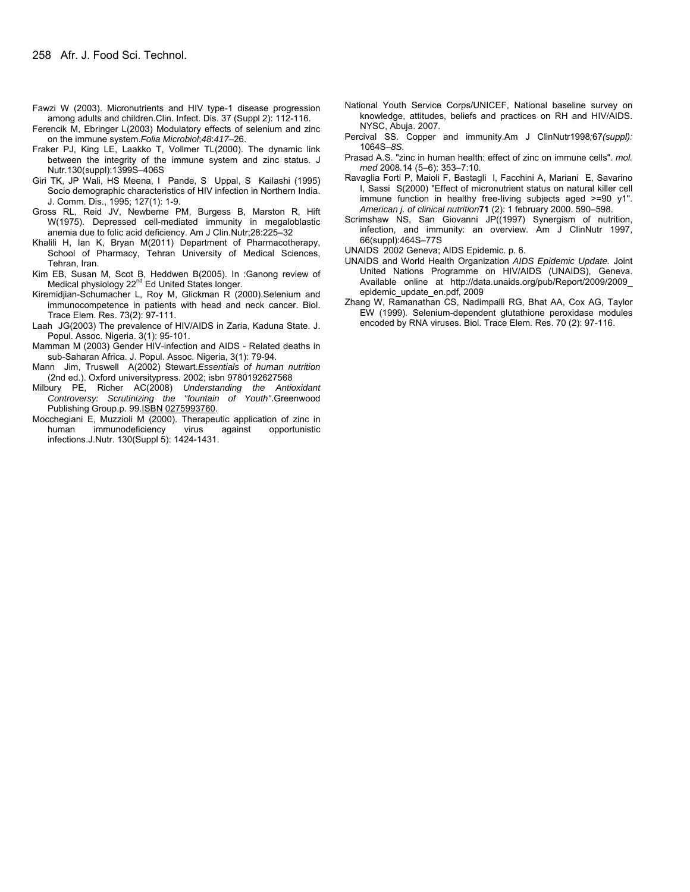Fawzi W (2003). Micronutrients and HIV type-1 disease progression among adults and children.Clin. Infect. Dis. 37 (Suppl 2): 112-116.

Ferencik M, Ebringer L(2003) Modulatory effects of selenium and zinc on the immune system.*Folia Microbiol*;*48*:*417*–26.

Fraker PJ, King LE, Laakko T, Vollmer TL(2000). The dynamic link between the integrity of the immune system and zinc status. J Nutr.130(suppl):1399S–406S

Giri TK, JP Wali, HS Meena, I Pande, S Uppal, S Kailashi (1995) Socio demographic characteristics of HIV infection in Northern India. J. Comm. Dis., 1995; 127(1): 1-9.

Gross RL, Reid JV, Newberne PM, Burgess B, Marston R, Hift W(1975). Depressed cell-mediated immunity in megaloblastic anemia due to folic acid deficiency. Am J Clin.Nutr;28:225–32

Khalili H, Ian K, Bryan M(2011) Department of Pharmacotherapy, School of Pharmacy, Tehran University of Medical Sciences, Tehran, Iran.

Kim EB, Susan M, Scot B, Heddwen B(2005). In :Ganong review of Medical physiology 22nd Ed United States longer.

Kiremidjian-Schumacher L, Roy M, Glickman R (2000).Selenium and immunocompetence in patients with head and neck cancer. Biol. Trace Elem. Res. 73(2): 97-111.

Laah JG(2003) The prevalence of HIV/AIDS in Zaria, Kaduna State. J. Popul. Assoc. Nigeria. 3(1): 95-101.

Mamman M (2003) Gender HIV-infection and AIDS - Related deaths in sub-Saharan Africa. J. Popul. Assoc. Nigeria, 3(1): 79-94.

Mann Jim, Truswell A(2002) Stewart.*Essentials of human nutrition* (2nd ed.). Oxford universitypress. 2002; isbn 9780192627568

Milbury PE, Richer AC(2008) *Understanding the Antioxidant Controversy: Scrutinizing the "fountain of Youth"*.Greenwood Publishing Group.p. 99.ISBN 0275993760.

Mocchegiani E, Muzzioli M (2000). Therapeutic application of zinc in human immunodeficiency virus against opportunistic infections.J.Nutr. 130(Suppl 5): 1424-1431.

National Youth Service Corps/UNICEF, National baseline survey on knowledge, attitudes, beliefs and practices on RH and HIV/AIDS. NYSC, Abuja. 2007.

Percival SS. Copper and immunity.Am J ClinNutr1998;67*(suppl):* 1064S–*8S.*

Prasad A.S. "zinc in human health: effect of zinc on immune cells". *mol. med* 2008.14 (5–6): 353–7:10.

Ravaglia Forti P, Maioli F, Bastagli I, Facchini A, Mariani E, Savarino I, Sassi S(2000) "Effect of micronutrient status on natural killer cell immune function in healthy free-living subjects aged >=90 y1". *American j. of clinical nutrition***71** (2): 1 february 2000. 590–598.

Scrimshaw NS, San Giovanni JP((1997) Synergism of nutrition, infection, and immunity: an overview. Am J ClinNutr 1997, 66(suppl):464S–77S

UNAIDS 2002 Geneva; AIDS Epidemic. p. 6.

UNAIDS and World Health Organization *AIDS Epidemic Update.* Joint United Nations Programme on HIV/AIDS (UNAIDS), Geneva. Available online at http://data.unaids.org/pub/Report/2009/2009_epidemic_update_en.pdf, 2009

Zhang W, Ramanathan CS, Nadimpalli RG, Bhat AA, Cox AG, Taylor EW (1999). Selenium-dependent glutathione peroxidase modules encoded by RNA viruses. Biol. Trace Elem. Res. 70 (2): 97-116.